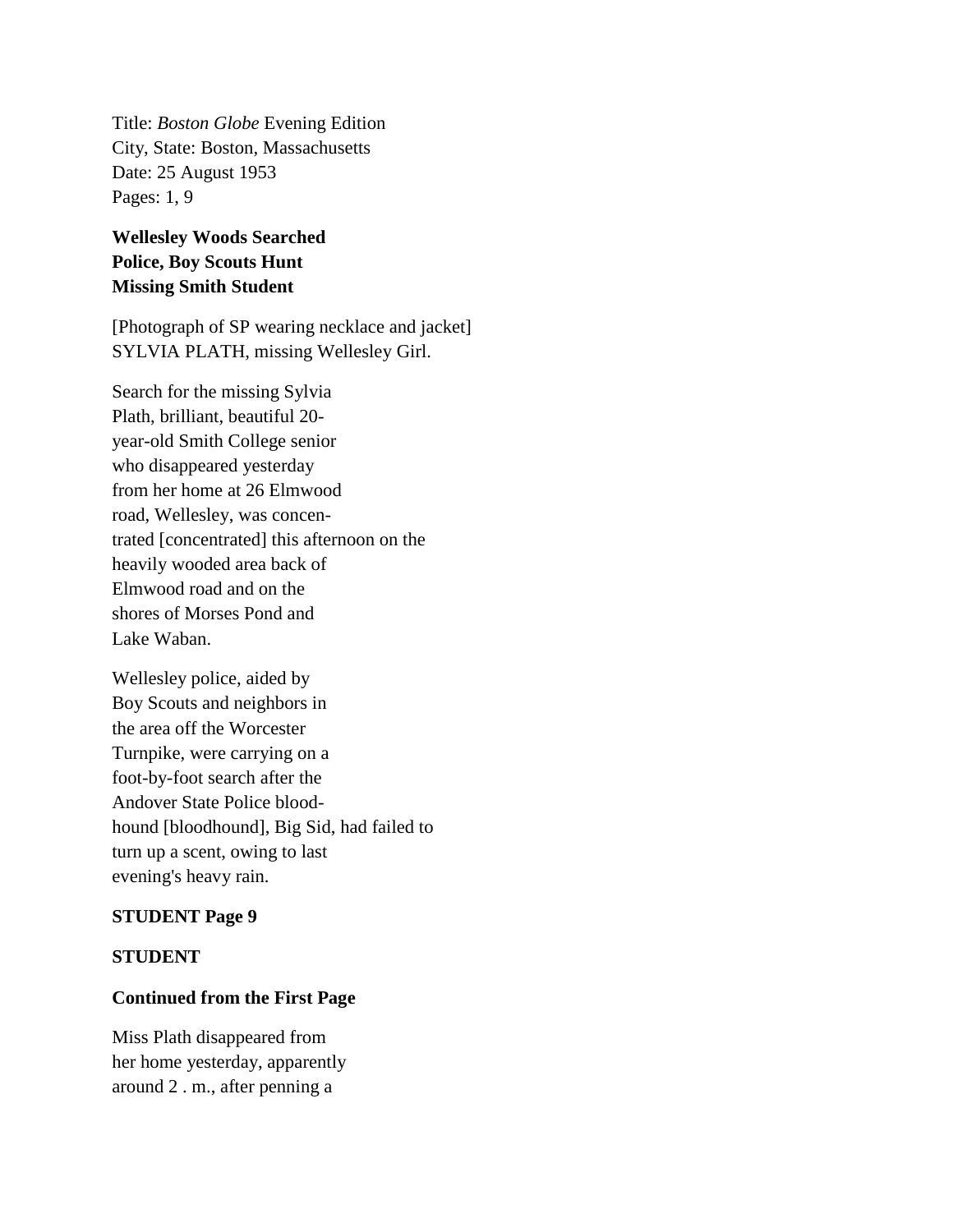Title: *Boston Globe* Evening Edition
City, State: Boston, Massachusetts
Date: 25 August 1953
Pages: 1, 9

**Wellesley Woods Searched**
**Police, Boy Scouts Hunt**
**Missing Smith Student**

[Photograph of SP wearing necklace and jacket]
SYLVIA PLATH, missing Wellesley Girl.

Search for the missing Sylvia Plath, brilliant, beautiful 20-year-old Smith College senior who disappeared yesterday from her home at 26 Elmwood road, Wellesley, was concen-trated [concentrated] this afternoon on the heavily wooded area back of Elmwood road and on the shores of Morses Pond and Lake Waban.

Wellesley police, aided by Boy Scouts and neighbors in the area off the Worcester Turnpike, were carrying on a foot-by-foot search after the Andover State Police blood-hound [bloodhound], Big Sid, had failed to turn up a scent, owing to last evening's heavy rain.

**STUDENT Page 9**

**STUDENT**

**Continued from the First Page**

Miss Plath disappeared from her home yesterday, apparently around 2 . m., after penning a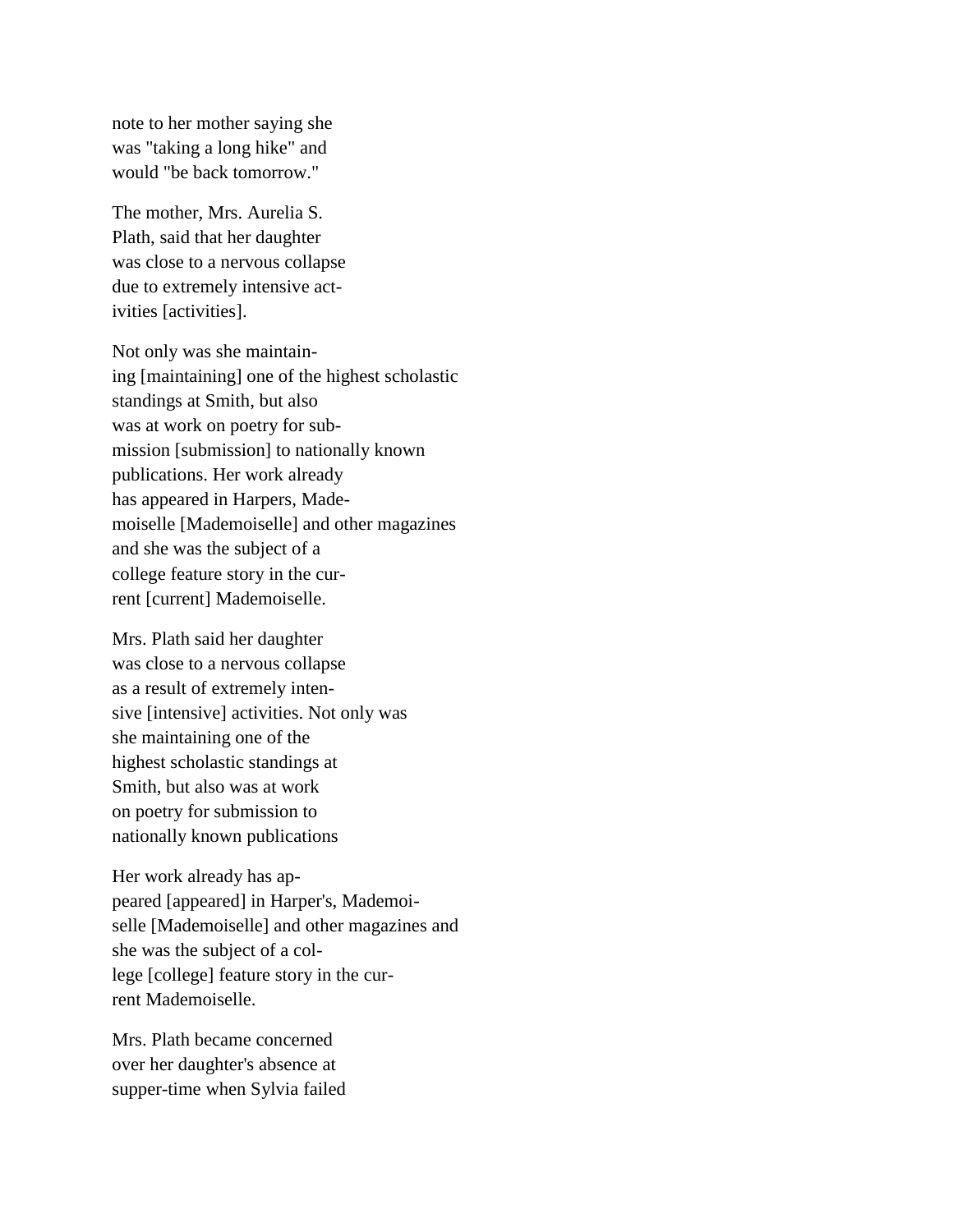note to her mother saying she was "taking a long hike" and would "be back tomorrow."

The mother, Mrs. Aurelia S. Plath, said that her daughter was close to a nervous collapse due to extremely intensive act-ivities [activities].

Not only was she maintain-ing [maintaining] one of the highest scholastic standings at Smith, but also was at work on poetry for sub-mission [submission] to nationally known publications. Her work already has appeared in Harpers, Made-moiselle [Mademoiselle] and other magazines and she was the subject of a college feature story in the cur-rent [current] Mademoiselle.

Mrs. Plath said her daughter was close to a nervous collapse as a result of extremely inten-sive [intensive] activities. Not only was she maintaining one of the highest scholastic standings at Smith, but also was at work on poetry for submission to nationally known publications

Her work already has ap-peared [appeared] in Harper's, Mademoi-selle [Mademoiselle] and other magazines and she was the subject of a col-lege [college] feature story in the cur-rent Mademoiselle.

Mrs. Plath became concerned over her daughter's absence at supper-time when Sylvia failed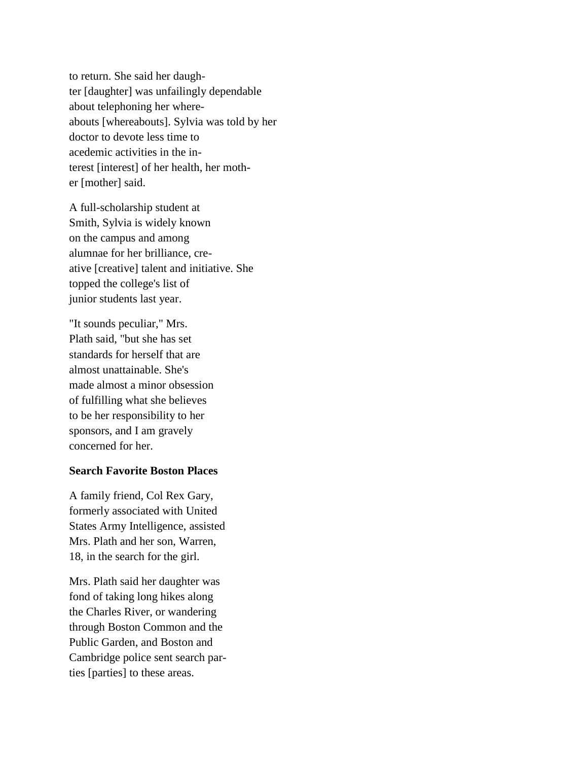to return. She said her daugh-
ter [daughter] was unfailingly dependable
about telephoning her where-
abouts [whereabouts]. Sylvia was told by her
doctor to devote less time to
acedemic activities in the in-
terest [interest] of her health, her moth-
er [mother] said.

A full-scholarship student at
Smith, Sylvia is widely known
on the campus and among
alumnae for her brilliance, cre-
ative [creative] talent and initiative. She
topped the college's list of
junior students last year.

"It sounds peculiar," Mrs.
Plath said, "but she has set
standards for herself that are
almost unattainable. She's
made almost a minor obsession
of fulfilling what she believes
to be her responsibility to her
sponsors, and I am gravely
concerned for her.

**Search Favorite Boston Places**

A family friend, Col Rex Gary,
formerly associated with United
States Army Intelligence, assisted
Mrs. Plath and her son, Warren,
18, in the search for the girl.

Mrs. Plath said her daughter was
fond of taking long hikes along
the Charles River, or wandering
through Boston Common and the
Public Garden, and Boston and
Cambridge police sent search par-
ties [parties] to these areas.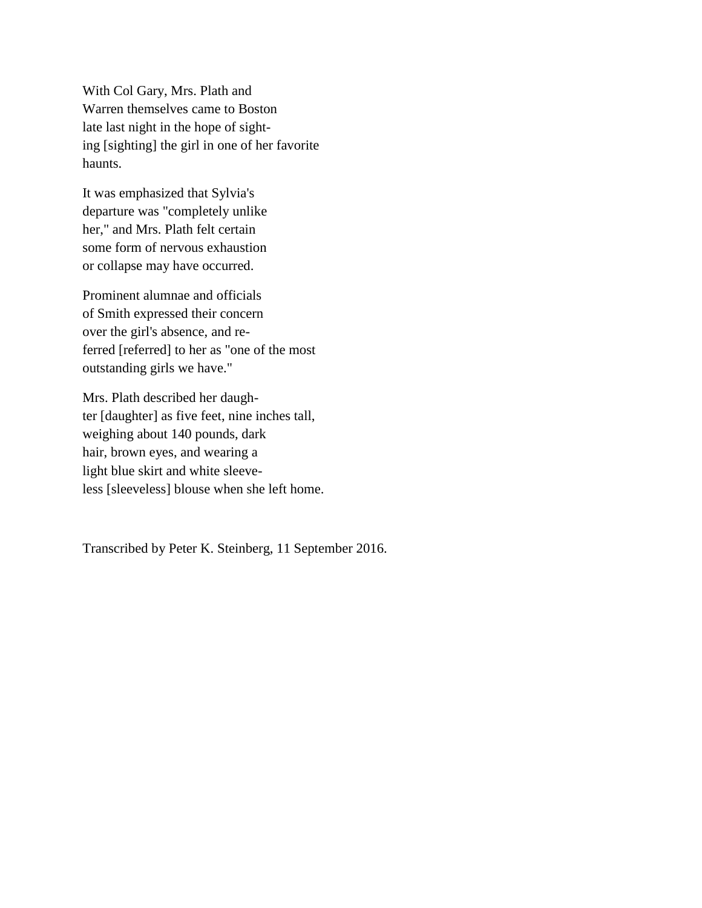With Col Gary, Mrs. Plath and
Warren themselves came to Boston
late last night in the hope of sight-
ing [sighting] the girl in one of her favorite
haunts.

It was emphasized that Sylvia's
departure was "completely unlike
her," and Mrs. Plath felt certain
some form of nervous exhaustion
or collapse may have occurred.

Prominent alumnae and officials
of Smith expressed their concern
over the girl's absence, and re-
ferred [referred] to her as "one of the most
outstanding girls we have."

Mrs. Plath described her daugh-
ter [daughter] as five feet, nine inches tall,
weighing about 140 pounds, dark
hair, brown eyes, and wearing a
light blue skirt and white sleeve-
less [sleeveless] blouse when she left home.

Transcribed by Peter K. Steinberg, 11 September 2016.